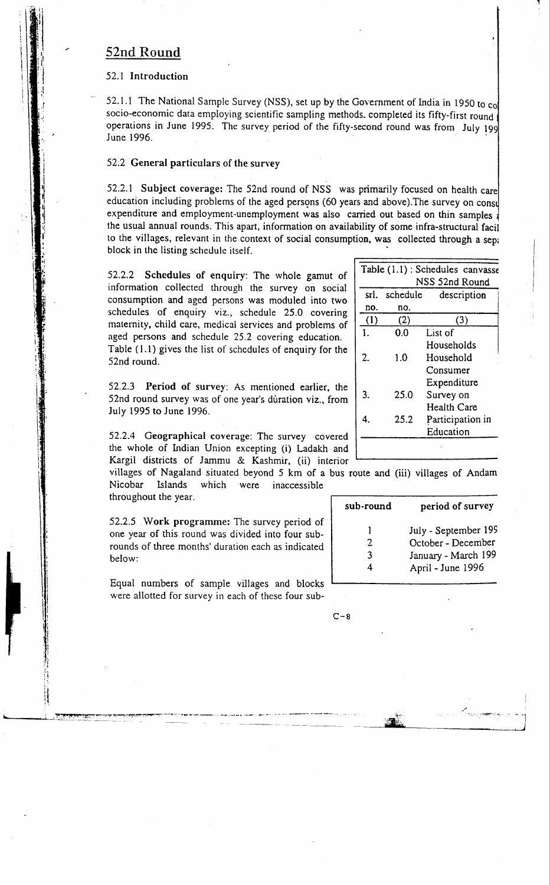## 52nd Round

### 52.1 Introduction

52.1.1 The National Sample Survey (NSS), set up by the Government of India in 1950 to co socio-economic data employing scientific sampling methods. completed its fifty-first round operations in June 1995. The survey period of the fifty-second round was from July 199 June 1996.

### 52.2 General particulars of the survey

52.2.1 **Subject coverage:** The 52nd round of NSS was primarily focused on health care education including problems of the aged persons (60 years and above).The survey on consu expenditure and employment-unemployment was also carried out based on thin samples the usual annual rounds. This apart, information on availability of some infra-structural facil to the villages, relevant in the context of social consumption, was collected through a sep block in the listing schedule itself.

52.2.2 **Schedules of enquiry:** The whole gamut of information collected through the survey on social consumption and aged persons was moduled into two schedules of enquiry viz., schedule 25.0 covering maternity, child care, medical services and problems of aged persons and schedule 25.2 covering education. Table (1.1) gives the list of schedules of enquiry for the 52nd round.

Table (1.1) : Schedules canvasse NSS 52nd Round

| srl. no. | schedule no. | description |
|---|---|---|
| (1) | (2) | (3) |
| 1. | 0.0 | List of Households |
| 2. | 1.0 | Household Consumer Expenditure |
| 3. | 25.0 | Survey on Health Care |
| 4. | 25.2 | Participation in Education |

52.2.3 **Period of survey:** As mentioned earlier, the 52nd round survey was of one year's duration viz., from July 1995 to June 1996.

52.2.4 **Geographical coverage:** The survey covered the whole of Indian Union excepting (i) Ladakh and Kargil districts of Jammu & Kashmir, (ii) interior villages of Nagaland situated beyond 5 km of a bus route and (iii) villages of Andam Nicobar Islands which were inaccessible throughout the year.

52.2.5 **Work programme:** The survey period of one year of this round was divided into four sub-rounds of three months' duration each as indicated below:

| sub-round | period of survey |
|---|---|
| 1 | July - September 199 |
| 2 | October - December |
| 3 | January - March 199 |
| 4 | April - June 1996 |

Equal numbers of sample villages and blocks were allotted for survey in each of these four sub-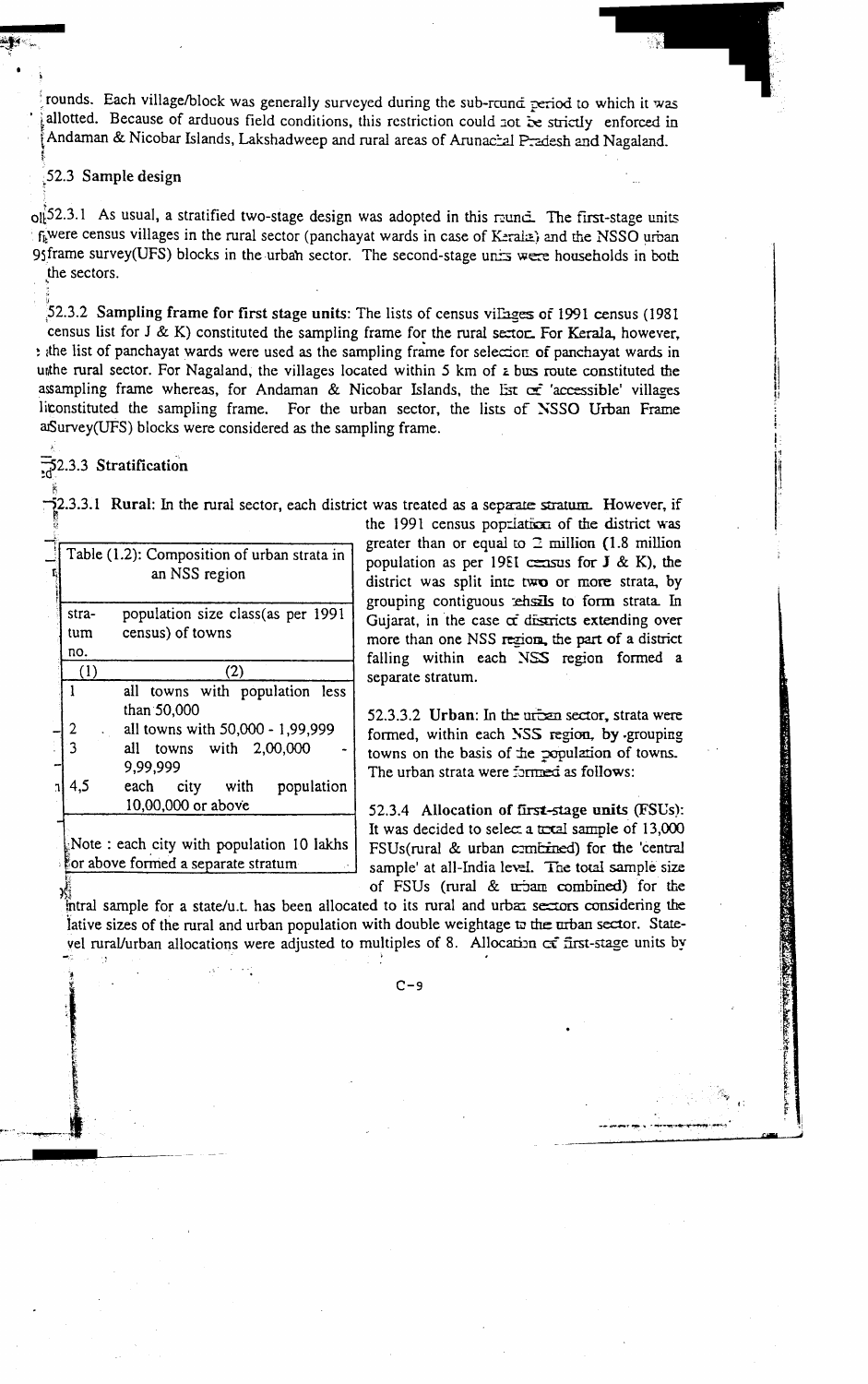rounds. Each village/block was generally surveyed during the sub-round period to which it was allotted. Because of arduous field conditions, this restriction could not be strictly enforced in Andaman & Nicobar Islands, Lakshadweep and rural areas of Arunachal Pradesh and Nagaland.

### 52.3 Sample design

52.3.1 As usual, a stratified two-stage design was adopted in this round. The first-stage units were census villages in the rural sector (panchayat wards in case of Kerala) and the NSSO urban frame survey(UFS) blocks in the urban sector. The second-stage units were households in both the sectors.

52.3.2 **Sampling frame for first stage units**: The lists of census villages of 1991 census (1981 census list for J & K) constituted the sampling frame for the rural sector. For Kerala, however, the list of panchayat wards were used as the sampling frame for selection of panchayat wards in the rural sector. For Nagaland, the villages located within 5 km of a bus route constituted the sampling frame whereas, for Andaman & Nicobar Islands, the list of 'accessible' villages constituted the sampling frame. For the urban sector, the lists of NSSO Urban Frame Survey(UFS) blocks were considered as the sampling frame.

### 52.3.3 Stratification

52.3.3.1 **Rural**: In the rural sector, each district was treated as a separate stratum. However, if the 1991 census population of the district was greater than or equal to 2 million (1.8 million population as per 1981 census for J & K), the district was split into two or more strata, by grouping contiguous tehsils to form strata. In Gujarat, in the case of districts extending over more than one NSS region, the part of a district falling within each NSS region formed a separate stratum.

52.3.3.2 **Urban**: In the urban sector, strata were formed, within each NSS region, by grouping towns on the basis of the population of towns. The urban strata were formed as follows:

Table (1.2): Composition of urban strata in an NSS region

| stratum no. | population size class(as per 1991 census) of towns |
|---|---|
| (1) | (2) |
| 1 | all towns with population less than 50,000 |
| 2 | all towns with 50,000 - 1,99,999 |
| 3 | all towns with 2,00,000 - 9,99,999 |
| 4,5 | each city with population 10,00,000 or above |

Note : each city with population 10 lakhs or above formed a separate stratum

52.3.4 **Allocation of first-stage units (FSUs)**: It was decided to select a total sample of 13,000 FSUs(rural & urban combined) for the 'central sample' at all-India level. The total sample size of FSUs (rural & urban combined) for the central sample for a state/u.t. has been allocated to its rural and urban sectors considering the relative sizes of the rural and urban population with double weightage to the urban sector. State-level rural/urban allocations were adjusted to multiples of 8. Allocation of first-stage units by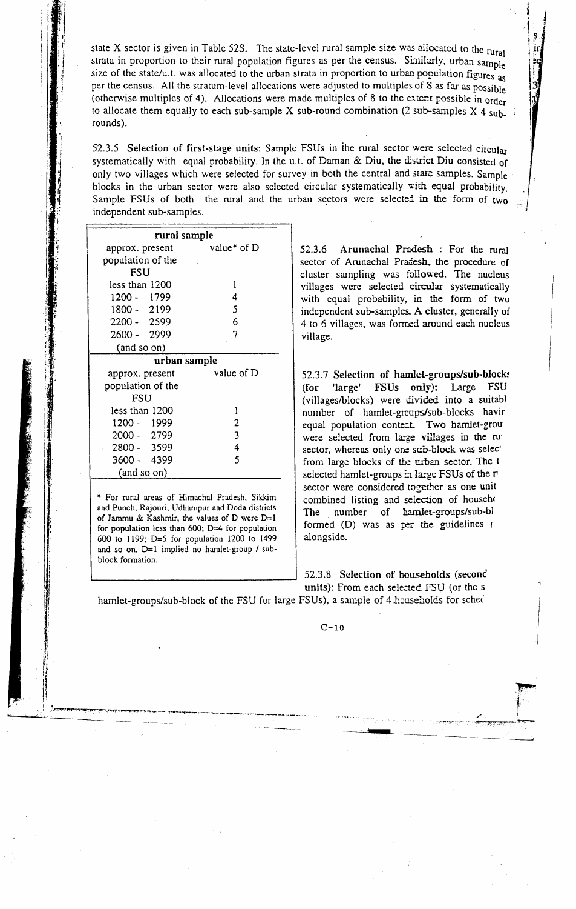state X sector is given in Table 52S. The state-level rural sample size was allocated to the rural strata in proportion to their rural population figures as per the census. Similarly, urban sample size of the state/u.t. was allocated to the urban strata in proportion to urban population figures as per the census. All the stratum-level allocations were adjusted to multiples of S as far as possible (otherwise multiples of 4). Allocations were made multiples of 8 to the extent possible in order to allocate them equally to each sub-sample X sub-round combination (2 sub-samples X 4 sub-rounds).

52.3.5 **Selection of first-stage units**: Sample FSUs in the rural sector were selected circular systematically with equal probability. In the u.t. of Daman & Diu, the district Diu consisted of only two villages which were selected for survey in both the central and state samples. Sample blocks in the urban sector were also selected circular systematically with equal probability. Sample FSUs of both the rural and the urban sectors were selected in the form of two independent sub-samples.

52.3.6 **Arunachal Pradesh** : For the rural sector of Arunachal Pradesh, the procedure of cluster sampling was followed. The nucleus villages were selected circular systematically with equal probability, in the form of two independent sub-samples. A cluster, generally of 4 to 6 villages, was formed around each nucleus village.

52.3.7 **Selection of hamlet-groups/sub-blocks (for 'large' FSUs only)**: Large FSU (villages/blocks) were divided into a suitabl number of hamlet-groups/sub-blocks havir equal population content. Two hamlet-grou were selected from large villages in the ru sector, whereas only one sub-block was selec from large blocks of the urban sector. The t selected hamlet-groups in large FSUs of the r sector were considered together as one unit combined listing and selection of househ The number of hamlet-groups/sub-bl formed (D) was as per the guidelines alongside.

| **rural sample** | |
|---|---|
| approx. present population of the FSU | value* of D |
| less than 1200 | 1 |
| 1200 - 1799 | 4 |
| 1800 - 2199 | 5 |
| 2200 - 2599 | 6 |
| 2600 - 2999 | 7 |
| (and so on) | |
| **urban sample** | |
| approx. present population of the FSU | value of D |
| less than 1200 | 1 |
| 1200 - 1999 | 2 |
| 2000 - 2799 | 3 |
| 2800 - 3599 | 4 |
| 3600 - 4399 | 5 |
| (and so on) | |

* For rural areas of Himachal Pradesh, Sikkim and Punch, Rajouri, Udhampur and Doda districts of Jammu & Kashmir, the values of D were D=1 for population less than 600; D=4 for population 600 to 1199; D=5 for population 1200 to 1499 and so on. D=1 implied no hamlet-group / sub-block formation.

52.3.8 **Selection of households (second units)**: From each selected FSU (or the s hamlet-groups/sub-block of the FSU for large FSUs), a sample of 4 households for schec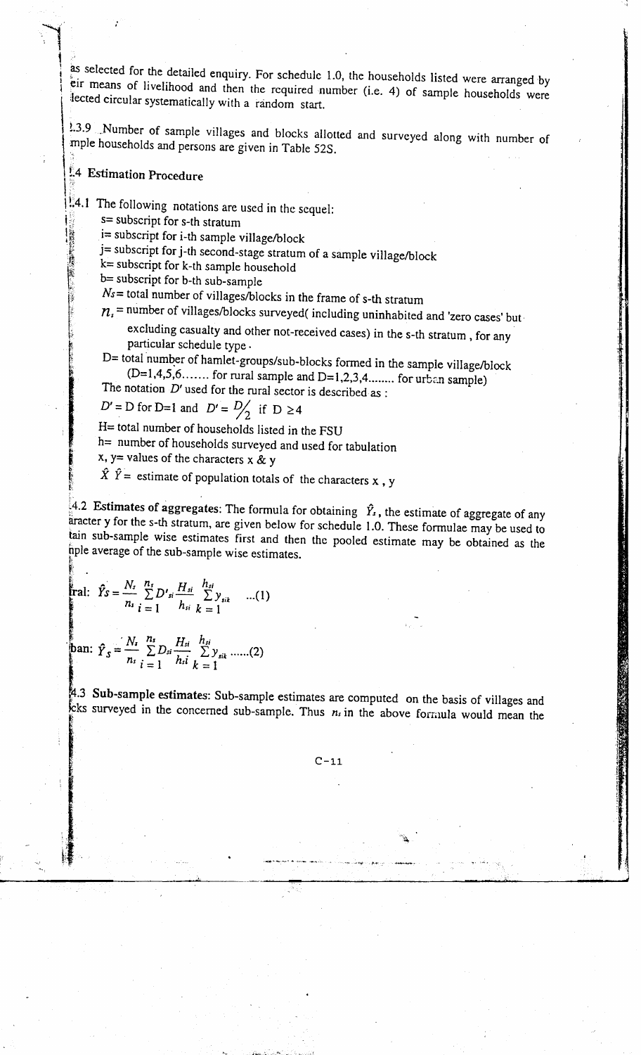as selected for the detailed enquiry. For schedule 1.0, the households listed were arranged by eir means of livelihood and then the required number (i.e. 4) of sample households were lected circular systematically with a random start.

1.3.9 Number of sample villages and blocks allotted and surveyed along with number of mple households and persons are given in Table 52S.

## 1.4 Estimation Procedure

1.4.1 The following notations are used in the sequel:

- s= subscript for s-th stratum
- i= subscript for i-th sample village/block
- j= subscript for j-th second-stage stratum of a sample village/block
- k= subscript for k-th sample household
- b= subscript for b-th sub-sample
- $N_s$= total number of villages/blocks in the frame of s-th stratum
- $n_s$ = number of villages/blocks surveyed( including uninhabited and 'zero cases' but excluding casualty and other not-received cases) in the s-th stratum , for any particular schedule type.
- D= total number of hamlet-groups/sub-blocks formed in the sample village/block (D=1,4,5,6....... for rural sample and D=1,2,3,4........ for urban sample)

The notation $D'$ used for the rural sector is described as :

$D' = D$ for D=1 and $D' = D/2$ if $D \geq 4$

- H= total number of households listed in the FSU
- h= number of households surveyed and used for tabulation
- x, y= values of the characters x & y
- $\hat{X}$ $\hat{Y}$= estimate of population totals of the characters x , y

1.4.2 **Estimates of aggregates:** The formula for obtaining $\hat{Y}_s$, the estimate of aggregate of any aracter y for the s-th stratum, are given below for schedule 1.0. These formulae may be used to tain sub-sample wise estimates first and then the pooled estimate may be obtained as the nple average of the sub-sample wise estimates.

ral: $$\hat{Y}_S = \frac{N_s}{n_s} \sum_{i=1}^{n_s} D'_{si} \frac{H_{si}}{h_{si}} \sum_{k=1}^{h_{si}} y_{sik} \quad ...(1)$$

ban: $$\hat{Y}_S = \frac{N_s}{n_s} \sum_{i=1}^{n_s} D_{si} \frac{H_{si}}{h_{si}} \sum_{k=1}^{h_{si}} y_{sik} \quad ......(2)$$

1.4.3 **Sub-sample estimates:** Sub-sample estimates are computed on the basis of villages and cks surveyed in the concerned sub-sample. Thus $n_s$ in the above formula would mean the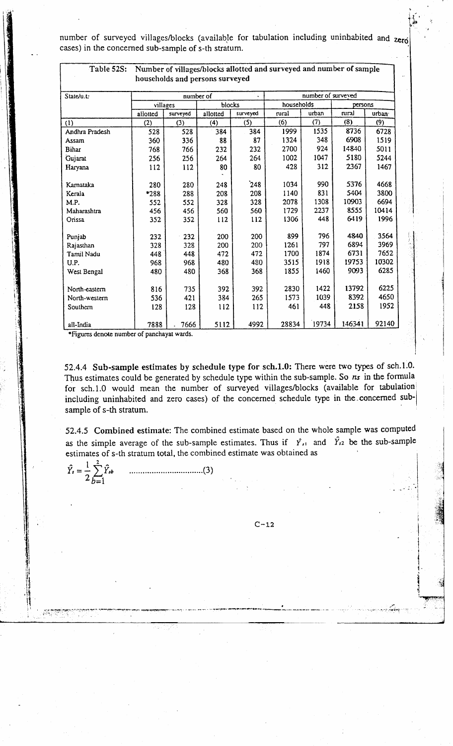number of surveyed villages/blocks (available for tabulation including uninhabited and zero cases) in the concerned sub-sample of s-th stratum.

**Table 52S: Number of villages/blocks allotted and surveyed and number of sample households and persons surveyed**

| State/u.t. | number of | | | | number of surveyed | | | |
|---|---|---|---|---|---|---|---|---|
| | villages | | blocks | | households | | persons | |
| | allotted | surveyed | allotted | surveyed | rural | urban | rural | urban |
| (1) | (2) | (3) | (4) | (5) | (6) | (7) | (8) | (9) |
| Andhra Pradesh | 528 | 528 | 384 | 384 | 1999 | 1535 | 8736 | 6728 |
| Assam | 360 | 336 | 88 | 87 | 1324 | 348 | 6908 | 1519 |
| Bihar | 768 | 766 | 232 | 232 | 2700 | 924 | 14840 | 5011 |
| Gujarat | 256 | 256 | 264 | 264 | 1002 | 1047 | 5180 | 5244 |
| Haryana | 112 | 112 | 80 | 80 | 428 | 312 | 2367 | 1467 |
| Karnataka | 280 | 280 | 248 | 248 | 1034 | 990 | 5376 | 4668 |
| Kerala | *288 | 288 | 208 | 208 | 1140 | 831 | 5404 | 3800 |
| M.P. | 552 | 552 | 328 | 328 | 2078 | 1308 | 10903 | 6694 |
| Maharashtra | 456 | 456 | 560 | 560 | 1729 | 2237 | 8555 | 10414 |
| Orissa | 352 | 352 | 112 | 112 | 1306 | 448 | 6419 | 1996 |
| Punjab | 232 | 232 | 200 | 200 | 899 | 796 | 4840 | 3564 |
| Rajasthan | 328 | 328 | 200 | 200 | 1261 | 797 | 6894 | 3969 |
| Tamil Nadu | 448 | 448 | 472 | 472 | 1700 | 1874 | 6731 | 7652 |
| U.P. | 968 | 968 | 480 | 480 | 3515 | 1918 | 19753 | 10302 |
| West Bengal | 480 | 480 | 368 | 368 | 1855 | 1460 | 9093 | 6285 |
| North-eastern | 816 | 735 | 392 | 392 | 2830 | 1422 | 13792 | 6225 |
| North-western | 536 | 421 | 384 | 265 | 1573 | 1039 | 8392 | 4650 |
| Southern | 128 | 128 | 112 | 112 | 461 | 448 | 2158 | 1952 |
| all-India | 7888 | 7666 | 5112 | 4992 | 28834 | 19734 | 146341 | 92140 |

*Figures denote number of panchayat wards.

52.4.4 **Sub-sample estimates by schedule type for sch.1.0:** There were two types of sch.1.0. Thus estimates could be generated by schedule type within the sub-sample. So $n_s$ in the formula for sch.1.0 would mean the number of surveyed villages/blocks (available for tabulation including uninhabited and zero cases) of the concerned schedule type in the concerned sub-sample of s-th stratum.

52.4.5 **Combined estimate:** The combined estimate based on the whole sample was computed as the simple average of the sub-sample estimates. Thus if $\hat{Y}_{s1}$ and $\hat{Y}_{s2}$ be the sub-sample estimates of s-th stratum total, the combined estimate was obtained as

$$\hat{Y}_s = \frac{1}{2}\sum_{b=1}^{2}\hat{Y}_{sb} \qquad \text{..............................(3)}$$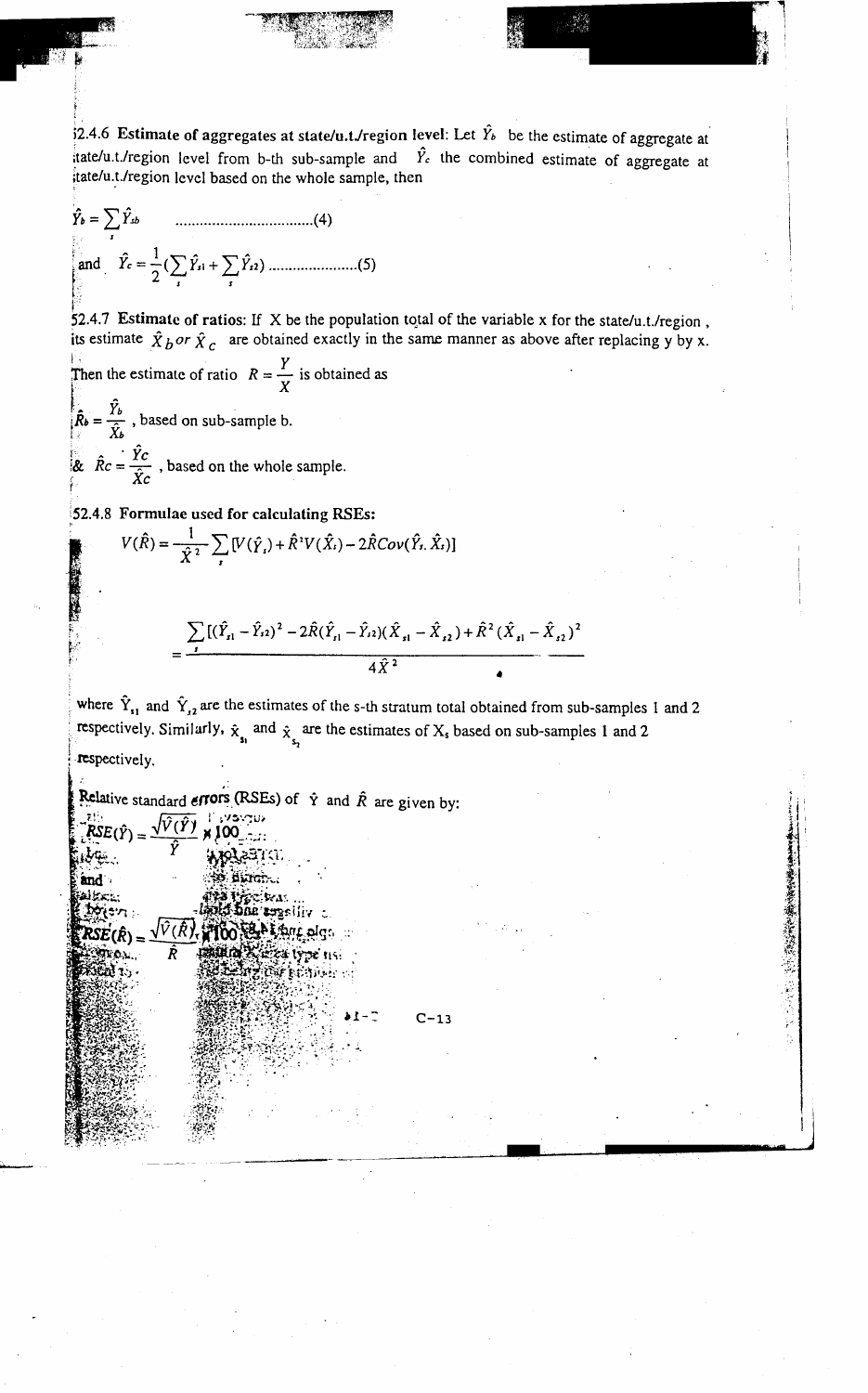2.4.6 **Estimate of aggregates at state/u.t./region level:** Let $\hat{Y}_b$ be the estimate of aggregate at state/u.t./region level from b-th sub-sample and $\hat{Y}_c$ the combined estimate of aggregate at state/u.t./region level based on the whole sample, then

$$\hat{Y}_b = \sum_s \hat{Y}_{sb} \quad \text{.................................(4)}$$

and $$\hat{Y}_c = \frac{1}{2}\left(\sum_s \hat{Y}_{s1} + \sum_s \hat{Y}_{s2}\right) \quad \text{......................(5)}$$

52.4.7 **Estimate of ratios:** If X be the population total of the variable x for the state/u.t./region, its estimate $\hat{X}_b$ or $\hat{X}_c$ are obtained exactly in the same manner as above after replacing y by x.

Then the estimate of ratio $R = \frac{Y}{X}$ is obtained as

$\hat{R}_b = \frac{\hat{Y}_b}{\hat{X}_b}$, based on sub-sample b.

& $\hat{R}c = \frac{\hat{Y}c}{\hat{X}c}$, based on the whole sample.

52.4.8 **Formulae used for calculating RSEs:**

$$V(\hat{R}) = \frac{1}{\hat{X}^2}\sum_s [V(\hat{Y}_s) + \hat{R}^2 V(\hat{X}_s) - 2\hat{R}Cov(\hat{Y}_s, \hat{X}_s)]$$

$$= \frac{\sum_s [(\hat{Y}_{s1} - \hat{Y}_{s2})^2 - 2\hat{R}(\hat{Y}_{s1} - \hat{Y}_{s2})(\hat{X}_{s1} - \hat{X}_{s2}) + \hat{R}^2(\hat{X}_{s1} - \hat{X}_{s2})^2}{4\hat{X}^2}$$

where $\hat{Y}_{s1}$ and $\hat{Y}_{s2}$ are the estimates of the s-th stratum total obtained from sub-samples 1 and 2 respectively. Similarly, $\hat{x}_{s_1}$ and $\hat{x}_{s_2}$ are the estimates of $X_s$ based on sub-samples 1 and 2 respectively.

Relative standard errors (RSEs) of $\hat{Y}$ and $\hat{R}$ are given by:

$$RSE(\hat{Y}) = \frac{\sqrt{\hat{V}(\hat{Y})}}{\hat{Y}} \times 100$$

and

$$RSE(\hat{R}) = \frac{\sqrt{\hat{V}(\hat{R})}}{\hat{R}} \times 100$$